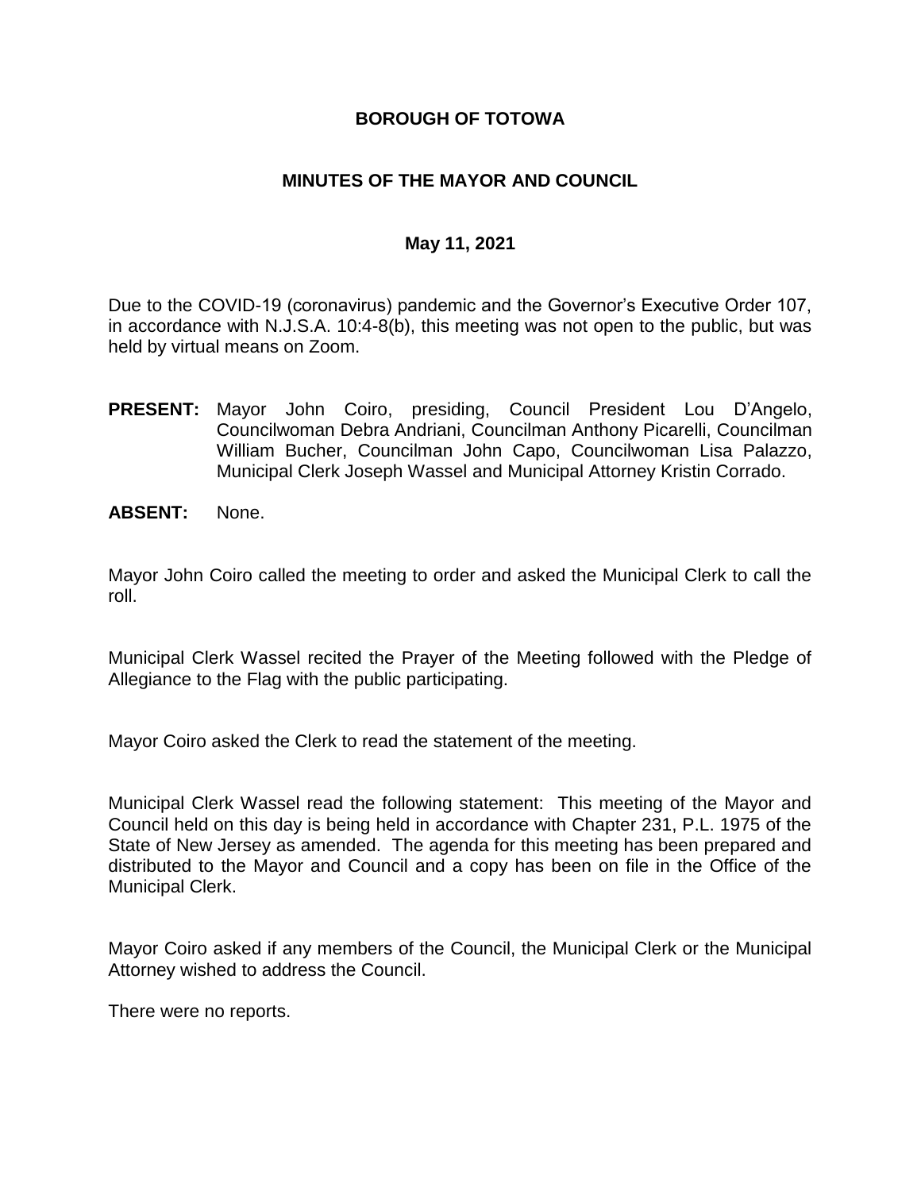# BOROUGH OF TOTOWA

## MINUTES OF THE MAYOR AND COUNCIL

### May 11, 2021

Due to the COVID-19 (coronavirus) pandemic and the Governor's Executive Order 107, in accordance with N.J.S.A. 10:4-8(b), this meeting was not open to the public, but was held by virtual means on Zoom.

**PRESENT:** Mayor John Coiro, presiding, Council President Lou D'Angelo, Councilwoman Debra Andriani, Councilman Anthony Picarelli, Councilman William Bucher, Councilman John Capo, Councilwoman Lisa Palazzo, Municipal Clerk Joseph Wassel and Municipal Attorney Kristin Corrado.

**ABSENT:** None.

Mayor John Coiro called the meeting to order and asked the Municipal Clerk to call the roll.

Municipal Clerk Wassel recited the Prayer of the Meeting followed with the Pledge of Allegiance to the Flag with the public participating.

Mayor Coiro asked the Clerk to read the statement of the meeting.

Municipal Clerk Wassel read the following statement: This meeting of the Mayor and Council held on this day is being held in accordance with Chapter 231, P.L. 1975 of the State of New Jersey as amended. The agenda for this meeting has been prepared and distributed to the Mayor and Council and a copy has been on file in the Office of the Municipal Clerk.

Mayor Coiro asked if any members of the Council, the Municipal Clerk or the Municipal Attorney wished to address the Council.

There were no reports.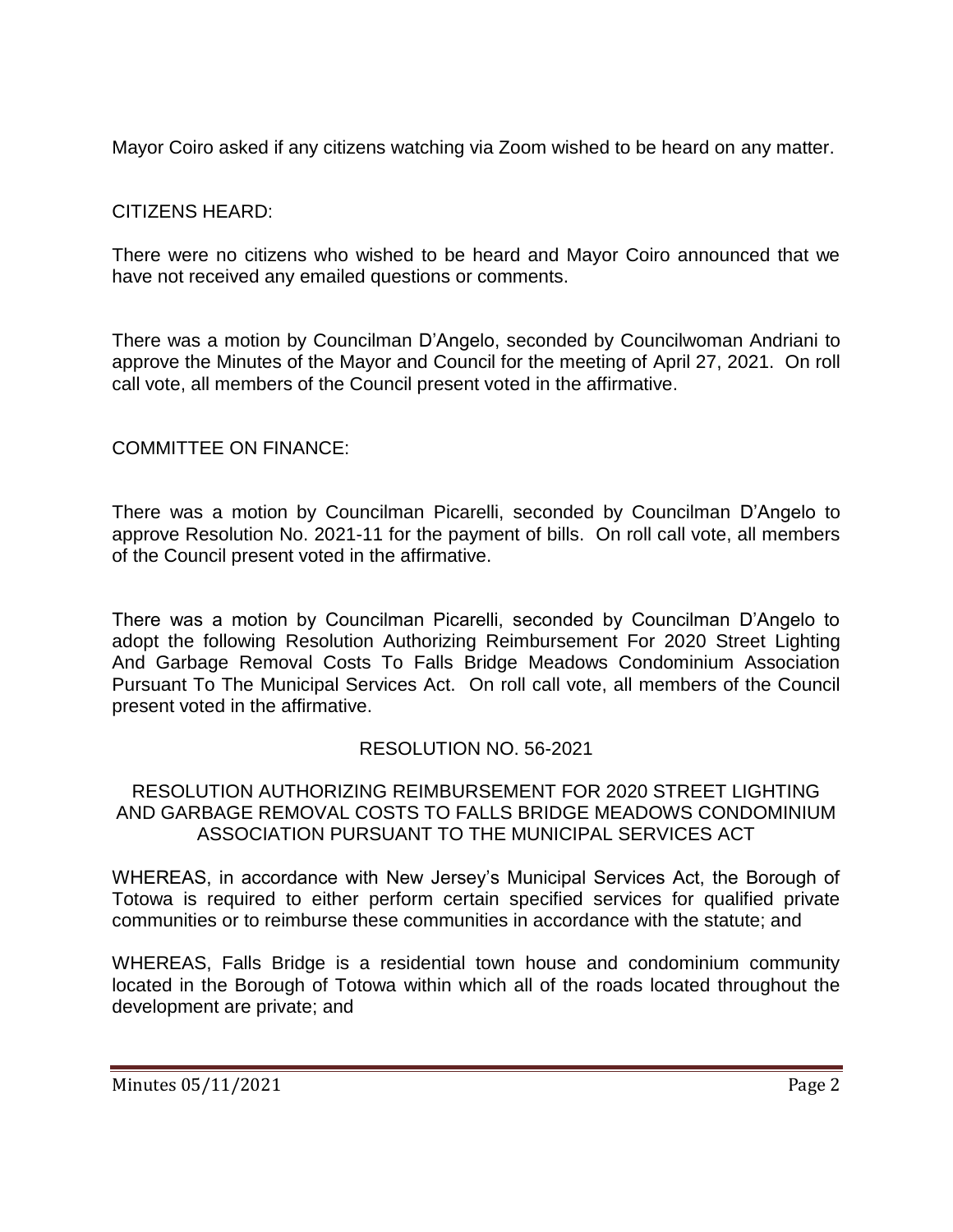Mayor Coiro asked if any citizens watching via Zoom wished to be heard on any matter.

CITIZENS HEARD:

There were no citizens who wished to be heard and Mayor Coiro announced that we have not received any emailed questions or comments.

There was a motion by Councilman D'Angelo, seconded by Councilwoman Andriani to approve the Minutes of the Mayor and Council for the meeting of April 27, 2021. On roll call vote, all members of the Council present voted in the affirmative.

COMMITTEE ON FINANCE:

There was a motion by Councilman Picarelli, seconded by Councilman D'Angelo to approve Resolution No. 2021-11 for the payment of bills. On roll call vote, all members of the Council present voted in the affirmative.

There was a motion by Councilman Picarelli, seconded by Councilman D'Angelo to adopt the following Resolution Authorizing Reimbursement For 2020 Street Lighting And Garbage Removal Costs To Falls Bridge Meadows Condominium Association Pursuant To The Municipal Services Act. On roll call vote, all members of the Council present voted in the affirmative.

RESOLUTION NO. 56-2021

RESOLUTION AUTHORIZING REIMBURSEMENT FOR 2020 STREET LIGHTING AND GARBAGE REMOVAL COSTS TO FALLS BRIDGE MEADOWS CONDOMINIUM ASSOCIATION PURSUANT TO THE MUNICIPAL SERVICES ACT

WHEREAS, in accordance with New Jersey's Municipal Services Act, the Borough of Totowa is required to either perform certain specified services for qualified private communities or to reimburse these communities in accordance with the statute; and

WHEREAS, Falls Bridge is a residential town house and condominium community located in the Borough of Totowa within which all of the roads located throughout the development are private; and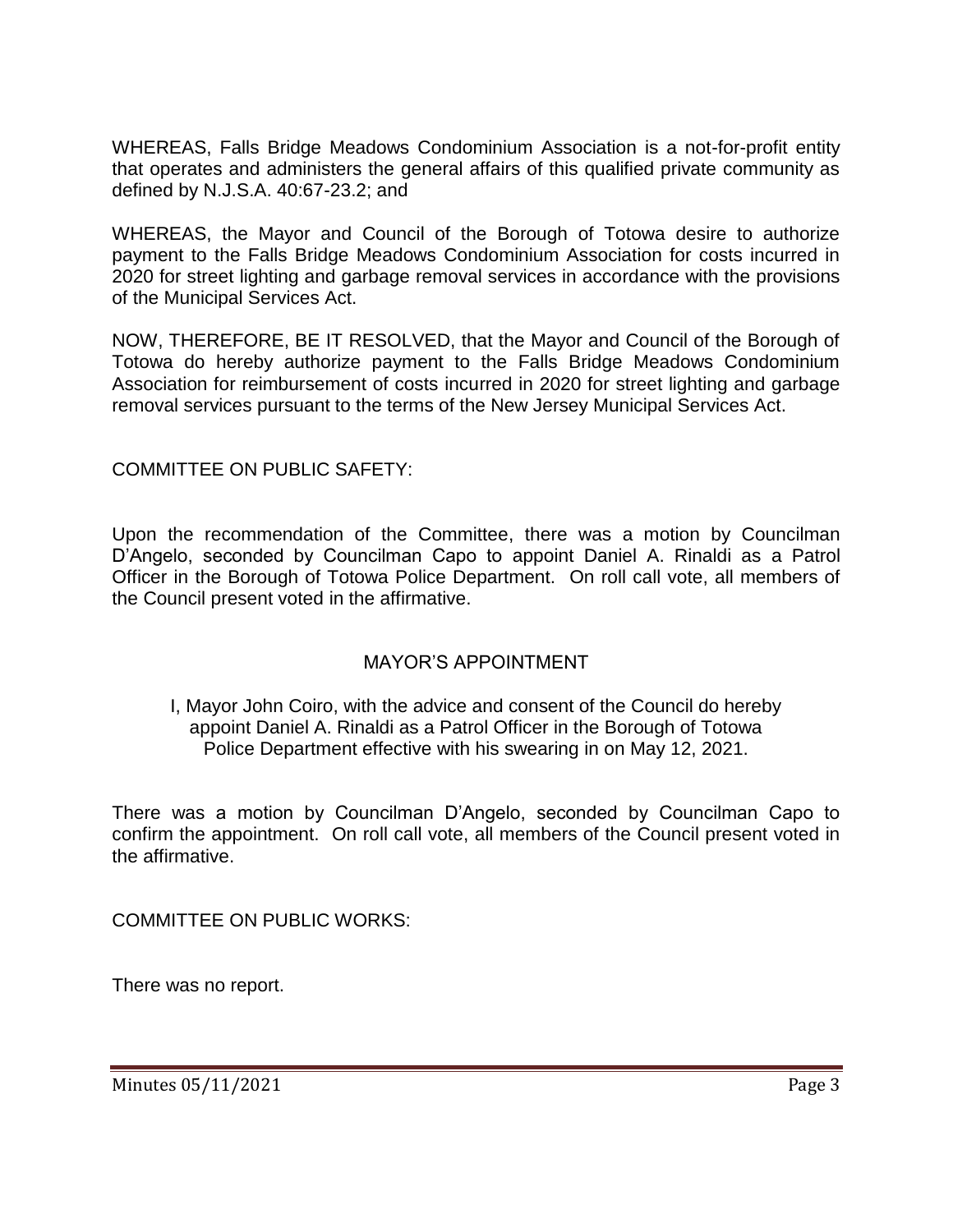WHEREAS, Falls Bridge Meadows Condominium Association is a not-for-profit entity that operates and administers the general affairs of this qualified private community as defined by N.J.S.A. 40:67-23.2; and

WHEREAS, the Mayor and Council of the Borough of Totowa desire to authorize payment to the Falls Bridge Meadows Condominium Association for costs incurred in 2020 for street lighting and garbage removal services in accordance with the provisions of the Municipal Services Act.

NOW, THEREFORE, BE IT RESOLVED, that the Mayor and Council of the Borough of Totowa do hereby authorize payment to the Falls Bridge Meadows Condominium Association for reimbursement of costs incurred in 2020 for street lighting and garbage removal services pursuant to the terms of the New Jersey Municipal Services Act.

COMMITTEE ON PUBLIC SAFETY:

Upon the recommendation of the Committee, there was a motion by Councilman D'Angelo, seconded by Councilman Capo to appoint Daniel A. Rinaldi as a Patrol Officer in the Borough of Totowa Police Department. On roll call vote, all members of the Council present voted in the affirmative.

## MAYOR'S APPOINTMENT

I, Mayor John Coiro, with the advice and consent of the Council do hereby appoint Daniel A. Rinaldi as a Patrol Officer in the Borough of Totowa Police Department effective with his swearing in on May 12, 2021.

There was a motion by Councilman D'Angelo, seconded by Councilman Capo to confirm the appointment. On roll call vote, all members of the Council present voted in the affirmative.

COMMITTEE ON PUBLIC WORKS:

There was no report.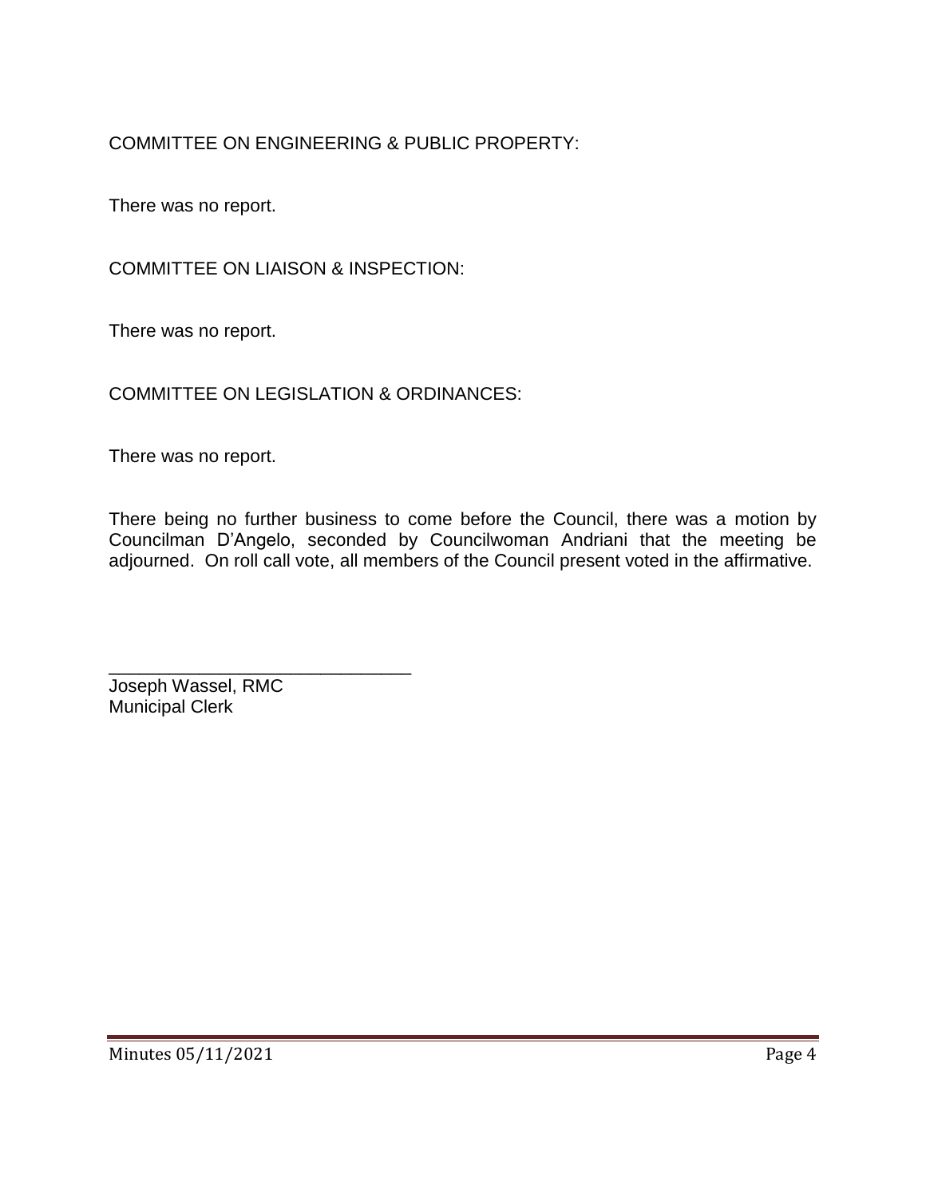COMMITTEE ON ENGINEERING & PUBLIC PROPERTY:

There was no report.

COMMITTEE ON LIAISON & INSPECTION:

There was no report.

COMMITTEE ON LEGISLATION & ORDINANCES:

There was no report.

There being no further business to come before the Council, there was a motion by Councilman D'Angelo, seconded by Councilwoman Andriani that the meeting be adjourned. On roll call vote, all members of the Council present voted in the affirmative.

\_\_\_\_\_\_\_\_\_\_\_\_\_\_\_\_\_\_\_\_\_\_\_\_\_\_\_\_\_\_\_

Joseph Wassel, RMC
Municipal Clerk